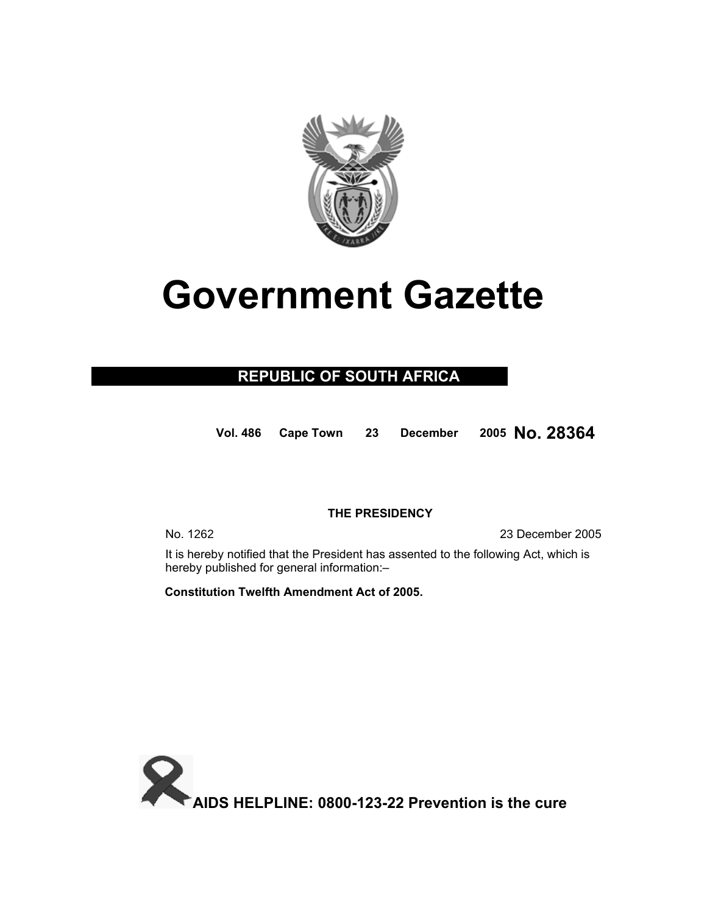# Government Gazette

**REPUBLIC OF SOUTH AFRICA**

**Vol. 486 Cape Town 23 December 2005 No. 28364**

**THE PRESIDENCY**

No. 1262 23 December 2005

It is hereby notified that the President has assented to the following Act, which is hereby published for general information:–

**Constitution Twelfth Amendment Act of 2005.**

**AIDS HELPLINE: 0800-123-22 Prevention is the cure**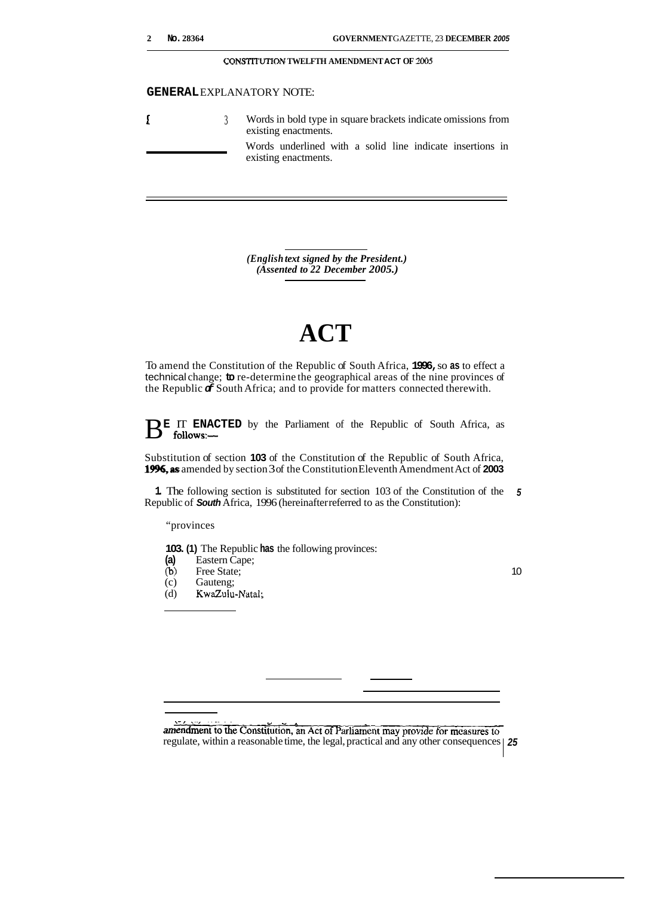## GENERAL EXPLANATORY NOTE:

[ ] Words in bold type in square brackets indicate omissions from existing enactments.

\_\_\_\_\_ Words underlined with a solid line indicate insertions in existing enactments.

*(English text signed by the President.)*
*(Assented to 22 December 2005.)*

# ACT

To amend the Constitution of the Republic of South Africa, **1996,** so as to effect a technical change; to re-determine the geographical areas of the nine provinces of the Republic of South Africa; and to provide for matters connected therewith.

**BE IT ENACTED** by the Parliament of the Republic of South Africa, as follows:—

Substitution of section **103** of the Constitution of the Republic of South Africa, **1996,** as amended by section 3 of the Constitution Eleventh Amendment Act of **2003**

**1.** The following section is substituted for section 103 of the Constitution of the Republic of South Africa, 1996 (hereinafter referred to as the Constitution):

"provinces

**103. (1)** The Republic has the following provinces:

**(a)** Eastern Cape;
(b) Free State;
(c) Gauteng;
(d) KwaZulu-Natal;

amendment to the Constitution, an Act of Parliament may provide for measures to regulate, within a reasonable time, the legal, practical and any other consequences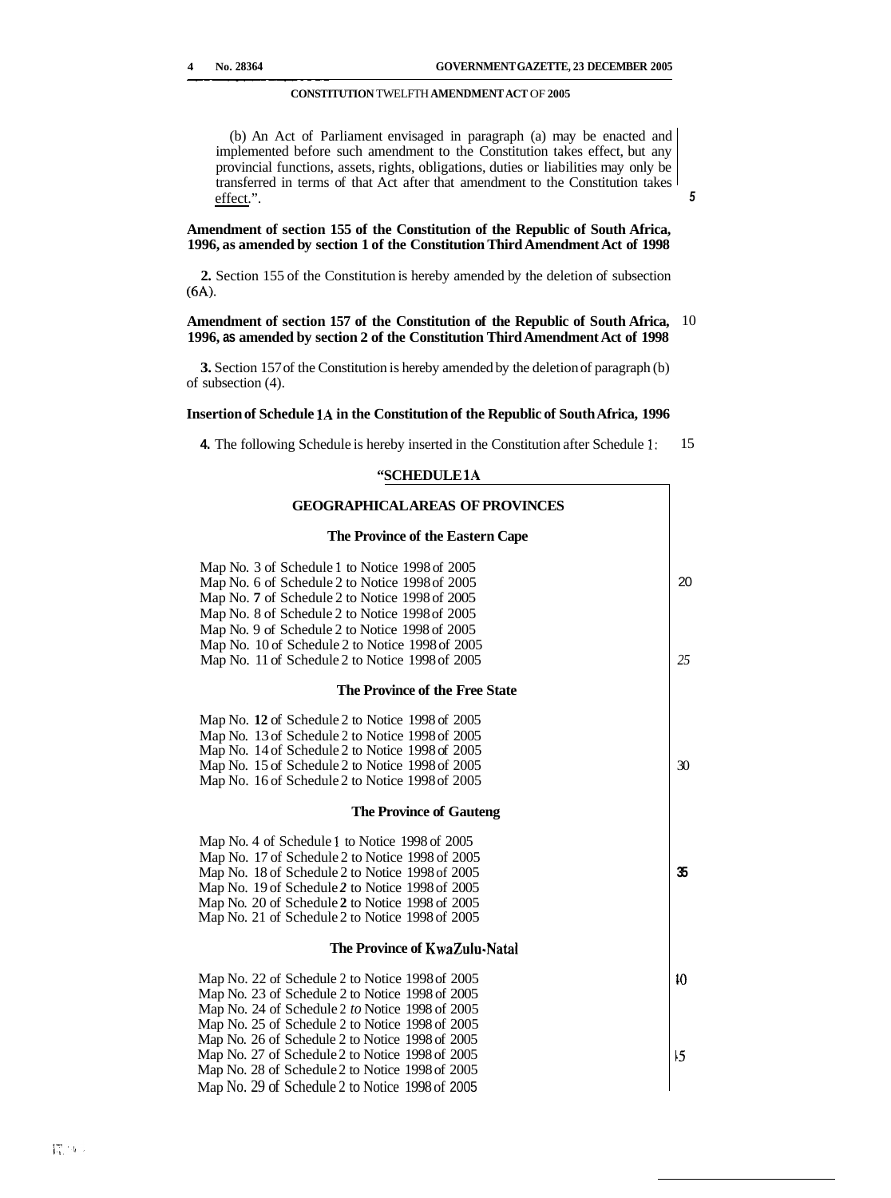**CONSTITUTION TWELFTH AMENDMENT ACT OF 2005**

(b) An Act of Parliament envisaged in paragraph (a) may be enacted and implemented before such amendment to the Constitution takes effect, but any provincial functions, assets, rights, obligations, duties or liabilities may only be transferred in terms of that Act after that amendment to the Constitution takes effect.".

**Amendment of section 155 of the Constitution of the Republic of South Africa, 1996, as amended by section 1 of the Constitution Third Amendment Act of 1998**

**2.** Section 155 of the Constitution is hereby amended by the deletion of subsection (6A).

**Amendment of section 157 of the Constitution of the Republic of South Africa, 1996, as amended by section 2 of the Constitution Third Amendment Act of 1998**

**3.** Section 157 of the Constitution is hereby amended by the deletion of paragraph (b) of subsection (4).

**Insertion of Schedule 1A in the Constitution of the Republic of South Africa, 1996**

**4.** The following Schedule is hereby inserted in the Constitution after Schedule 1:

**"SCHEDULE 1A**

**GEOGRAPHICAL AREAS OF PROVINCES**

**The Province of the Eastern Cape**

Map No. 3 of Schedule 1 to Notice 1998 of 2005
Map No. 6 of Schedule 2 to Notice 1998 of 2005
Map No. 7 of Schedule 2 to Notice 1998 of 2005
Map No. 8 of Schedule 2 to Notice 1998 of 2005
Map No. 9 of Schedule 2 to Notice 1998 of 2005
Map No. 10 of Schedule 2 to Notice 1998 of 2005
Map No. 11 of Schedule 2 to Notice 1998 of 2005

**The Province of the Free State**

Map No. 12 of Schedule 2 to Notice 1998 of 2005
Map No. 13 of Schedule 2 to Notice 1998 of 2005
Map No. 14 of Schedule 2 to Notice 1998 of 2005
Map No. 15 of Schedule 2 to Notice 1998 of 2005
Map No. 16 of Schedule 2 to Notice 1998 of 2005

**The Province of Gauteng**

Map No. 4 of Schedule 1 to Notice 1998 of 2005
Map No. 17 of Schedule 2 to Notice 1998 of 2005
Map No. 18 of Schedule 2 to Notice 1998 of 2005
Map No. 19 of Schedule 2 to Notice 1998 of 2005
Map No. 20 of Schedule 2 to Notice 1998 of 2005
Map No. 21 of Schedule 2 to Notice 1998 of 2005

**The Province of KwaZulu-Natal**

Map No. 22 of Schedule 2 to Notice 1998 of 2005
Map No. 23 of Schedule 2 to Notice 1998 of 2005
Map No. 24 of Schedule 2 to Notice 1998 of 2005
Map No. 25 of Schedule 2 to Notice 1998 of 2005
Map No. 26 of Schedule 2 to Notice 1998 of 2005
Map No. 27 of Schedule 2 to Notice 1998 of 2005
Map No. 28 of Schedule 2 to Notice 1998 of 2005
Map No. 29 of Schedule 2 to Notice 1998 of 2005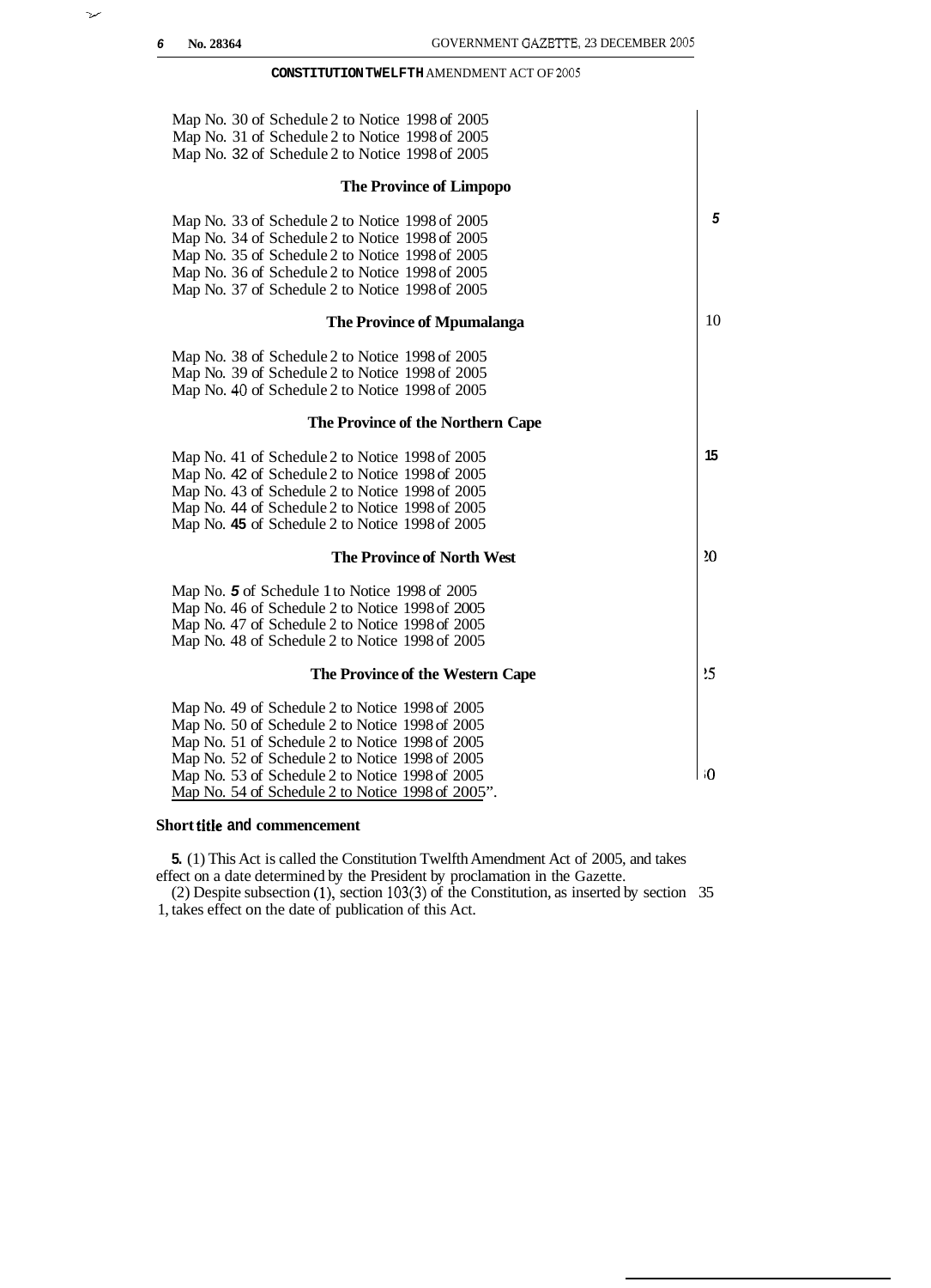Map No. 30 of Schedule 2 to Notice 1998 of 2005
Map No. 31 of Schedule 2 to Notice 1998 of 2005
Map No. 32 of Schedule 2 to Notice 1998 of 2005

**The Province of Limpopo**

Map No. 33 of Schedule 2 to Notice 1998 of 2005
Map No. 34 of Schedule 2 to Notice 1998 of 2005
Map No. 35 of Schedule 2 to Notice 1998 of 2005
Map No. 36 of Schedule 2 to Notice 1998 of 2005
Map No. 37 of Schedule 2 to Notice 1998 of 2005

**The Province of Mpumalanga**

Map No. 38 of Schedule 2 to Notice 1998 of 2005
Map No. 39 of Schedule 2 to Notice 1998 of 2005
Map No. 40 of Schedule 2 to Notice 1998 of 2005

**The Province of the Northern Cape**

Map No. 41 of Schedule 2 to Notice 1998 of 2005
Map No. 42 of Schedule 2 to Notice 1998 of 2005
Map No. 43 of Schedule 2 to Notice 1998 of 2005
Map No. 44 of Schedule 2 to Notice 1998 of 2005
Map No. 45 of Schedule 2 to Notice 1998 of 2005

**The Province of North West**

Map No. 5 of Schedule 1 to Notice 1998 of 2005
Map No. 46 of Schedule 2 to Notice 1998 of 2005
Map No. 47 of Schedule 2 to Notice 1998 of 2005
Map No. 48 of Schedule 2 to Notice 1998 of 2005

**The Province of the Western Cape**

Map No. 49 of Schedule 2 to Notice 1998 of 2005
Map No. 50 of Schedule 2 to Notice 1998 of 2005
Map No. 51 of Schedule 2 to Notice 1998 of 2005
Map No. 52 of Schedule 2 to Notice 1998 of 2005
Map No. 53 of Schedule 2 to Notice 1998 of 2005
Map No. 54 of Schedule 2 to Notice 1998 of 2005".

**Short title and commencement**

**5.** (1) This Act is called the Constitution Twelfth Amendment Act of 2005, and takes effect on a date determined by the President by proclamation in the Gazette.

(2) Despite subsection (1), section 103(3) of the Constitution, as inserted by section 1, takes effect on the date of publication of this Act.